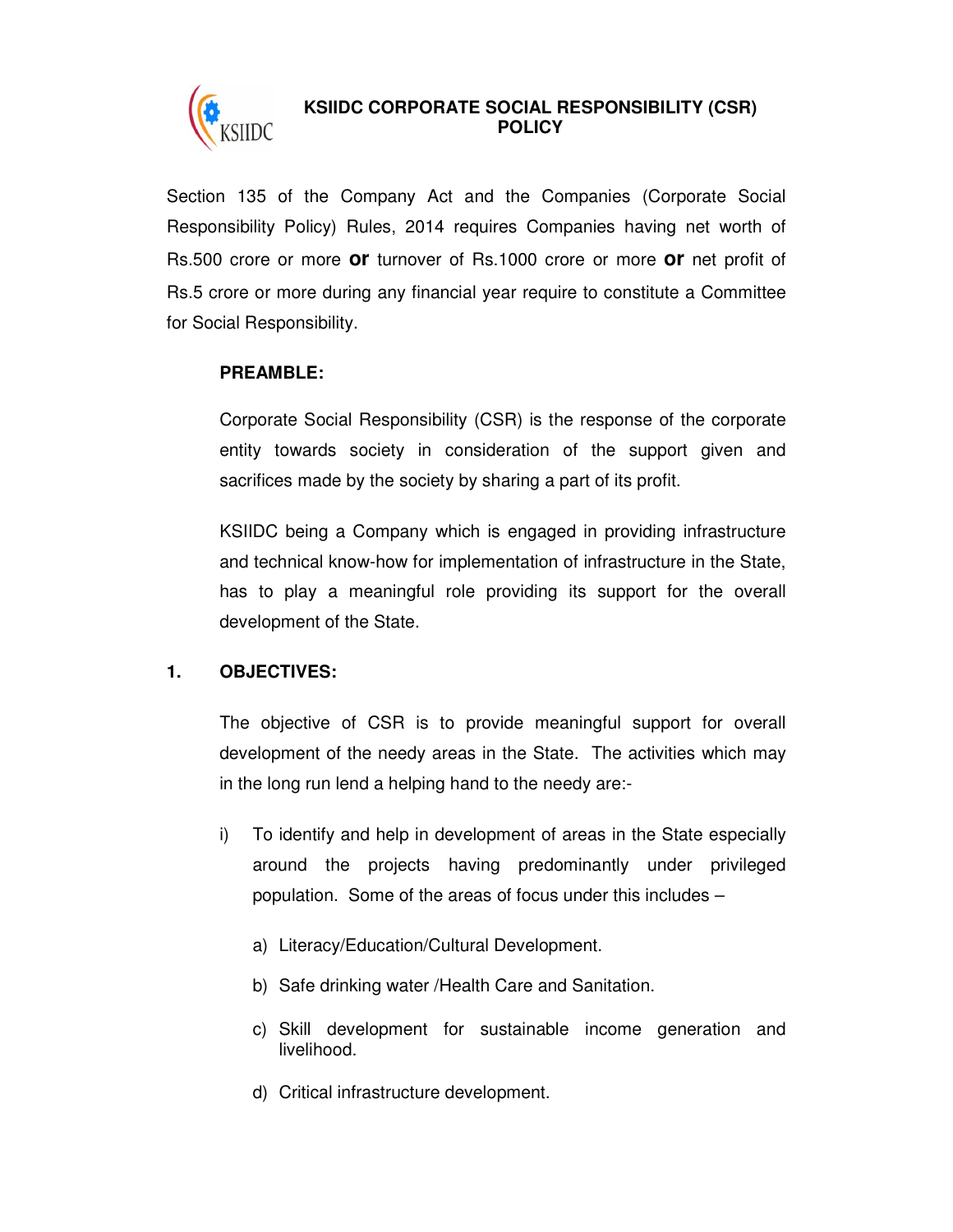# KSIIDC CORPORATE SOCIAL RESPONSIBILITY (CSR) POLICY

Section 135 of the Company Act and the Companies (Corporate Social Responsibility Policy) Rules, 2014 requires Companies having net worth of Rs.500 crore or more **or** turnover of Rs.1000 crore or more **or** net profit of Rs.5 crore or more during any financial year require to constitute a Committee for Social Responsibility.

**PREAMBLE:**

Corporate Social Responsibility (CSR) is the response of the corporate entity towards society in consideration of the support given and sacrifices made by the society by sharing a part of its profit.

KSIIDC being a Company which is engaged in providing infrastructure and technical know-how for implementation of infrastructure in the State, has to play a meaningful role providing its support for the overall development of the State.

## 1. OBJECTIVES:

The objective of CSR is to provide meaningful support for overall development of the needy areas in the State. The activities which may in the long run lend a helping hand to the needy are:-

i) To identify and help in development of areas in the State especially around the projects having predominantly under privileged population. Some of the areas of focus under this includes –

   a) Literacy/Education/Cultural Development.

   b) Safe drinking water /Health Care and Sanitation.

   c) Skill development for sustainable income generation and livelihood.

   d) Critical infrastructure development.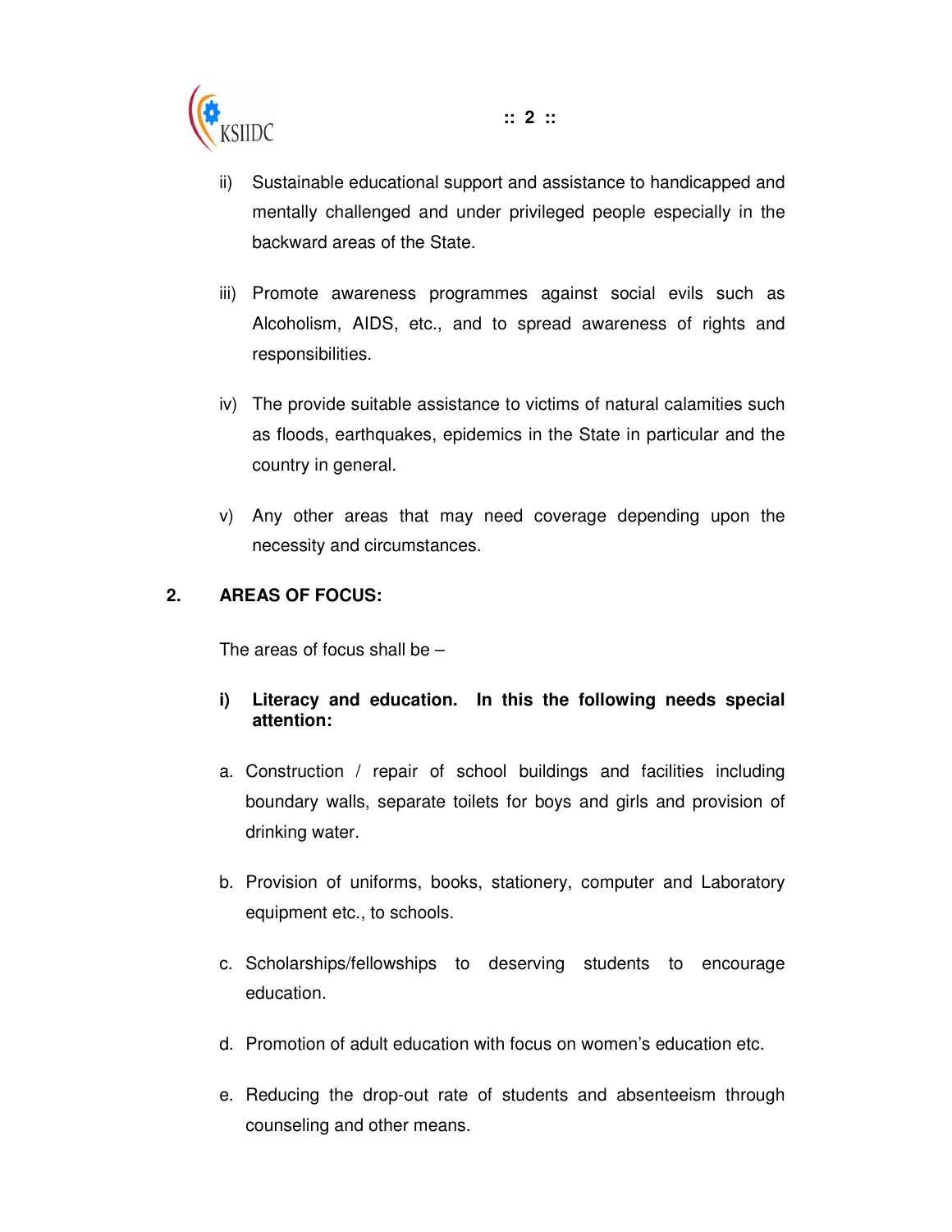ii) Sustainable educational support and assistance to handicapped and mentally challenged and under privileged people especially in the backward areas of the State.

iii) Promote awareness programmes against social evils such as Alcoholism, AIDS, etc., and to spread awareness of rights and responsibilities.

iv) The provide suitable assistance to victims of natural calamities such as floods, earthquakes, epidemics in the State in particular and the country in general.

v) Any other areas that may need coverage depending upon the necessity and circumstances.

## 2. AREAS OF FOCUS:

The areas of focus shall be –

**i) Literacy and education. In this the following needs special attention:**

a. Construction / repair of school buildings and facilities including boundary walls, separate toilets for boys and girls and provision of drinking water.

b. Provision of uniforms, books, stationery, computer and Laboratory equipment etc., to schools.

c. Scholarships/fellowships to deserving students to encourage education.

d. Promotion of adult education with focus on women's education etc.

e. Reducing the drop-out rate of students and absenteeism through counseling and other means.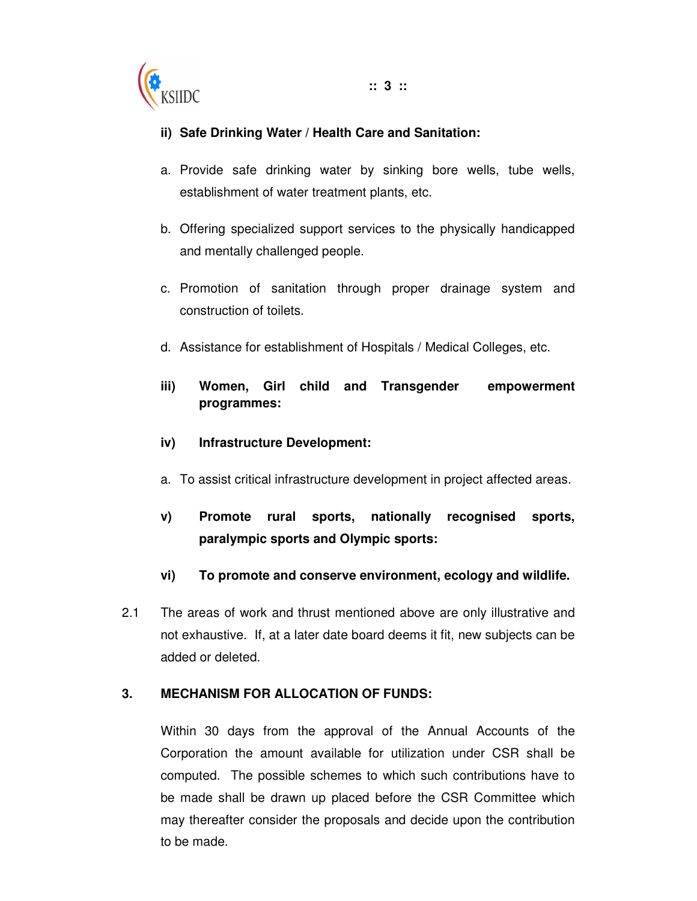**ii) Safe Drinking Water / Health Care and Sanitation:**

a. Provide safe drinking water by sinking bore wells, tube wells, establishment of water treatment plants, etc.

b. Offering specialized support services to the physically handicapped and mentally challenged people.

c. Promotion of sanitation through proper drainage system and construction of toilets.

d. Assistance for establishment of Hospitals / Medical Colleges, etc.

**iii) Women, Girl child and Transgender empowerment programmes:**

**iv) Infrastructure Development:**

a. To assist critical infrastructure development in project affected areas.

**v) Promote rural sports, nationally recognised sports, paralympic sports and Olympic sports:**

**vi) To promote and conserve environment, ecology and wildlife.**

2.1 The areas of work and thrust mentioned above are only illustrative and not exhaustive. If, at a later date board deems it fit, new subjects can be added or deleted.

## 3. MECHANISM FOR ALLOCATION OF FUNDS:

Within 30 days from the approval of the Annual Accounts of the Corporation the amount available for utilization under CSR shall be computed. The possible schemes to which such contributions have to be made shall be drawn up placed before the CSR Committee which may thereafter consider the proposals and decide upon the contribution to be made.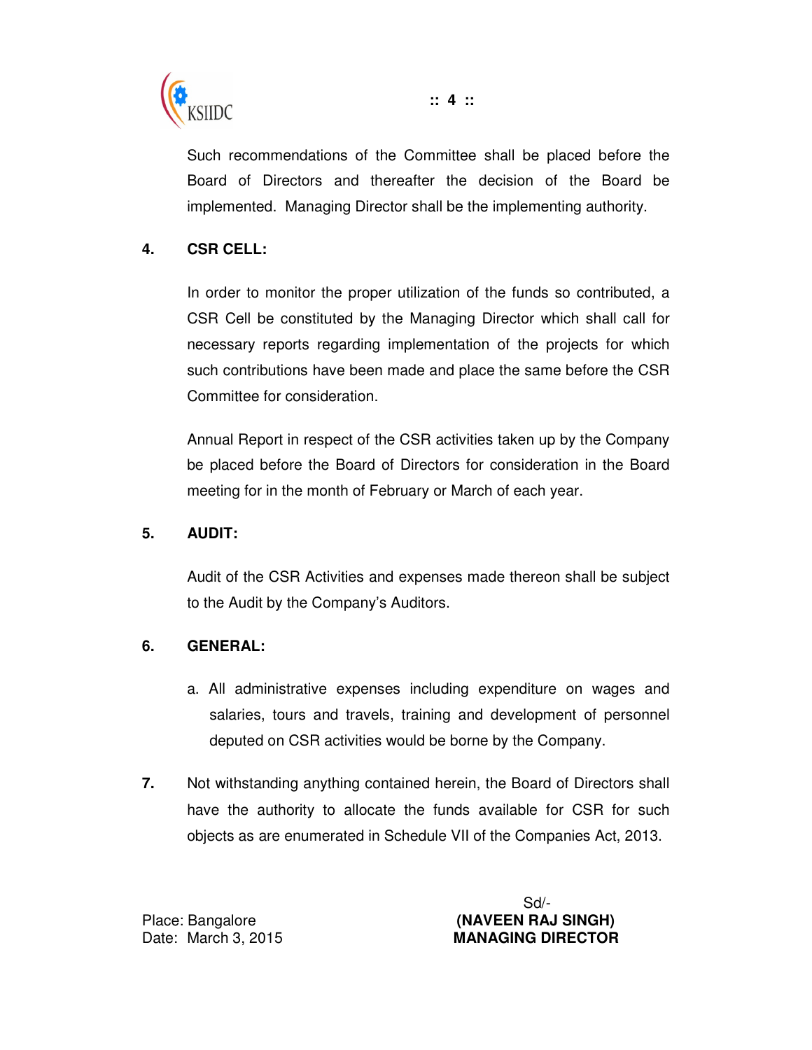Such recommendations of the Committee shall be placed before the Board of Directors and thereafter the decision of the Board be implemented. Managing Director shall be the implementing authority.

**4. CSR CELL:**

In order to monitor the proper utilization of the funds so contributed, a CSR Cell be constituted by the Managing Director which shall call for necessary reports regarding implementation of the projects for which such contributions have been made and place the same before the CSR Committee for consideration.

Annual Report in respect of the CSR activities taken up by the Company be placed before the Board of Directors for consideration in the Board meeting for in the month of February or March of each year.

**5. AUDIT:**

Audit of the CSR Activities and expenses made thereon shall be subject to the Audit by the Company's Auditors.

**6. GENERAL:**

a. All administrative expenses including expenditure on wages and salaries, tours and travels, training and development of personnel deputed on CSR activities would be borne by the Company.

**7.** Not withstanding anything contained herein, the Board of Directors shall have the authority to allocate the funds available for CSR for such objects as are enumerated in Schedule VII of the Companies Act, 2013.

Place: Bangalore
Date: March 3, 2015

Sd/-
**(NAVEEN RAJ SINGH)**
**MANAGING DIRECTOR**